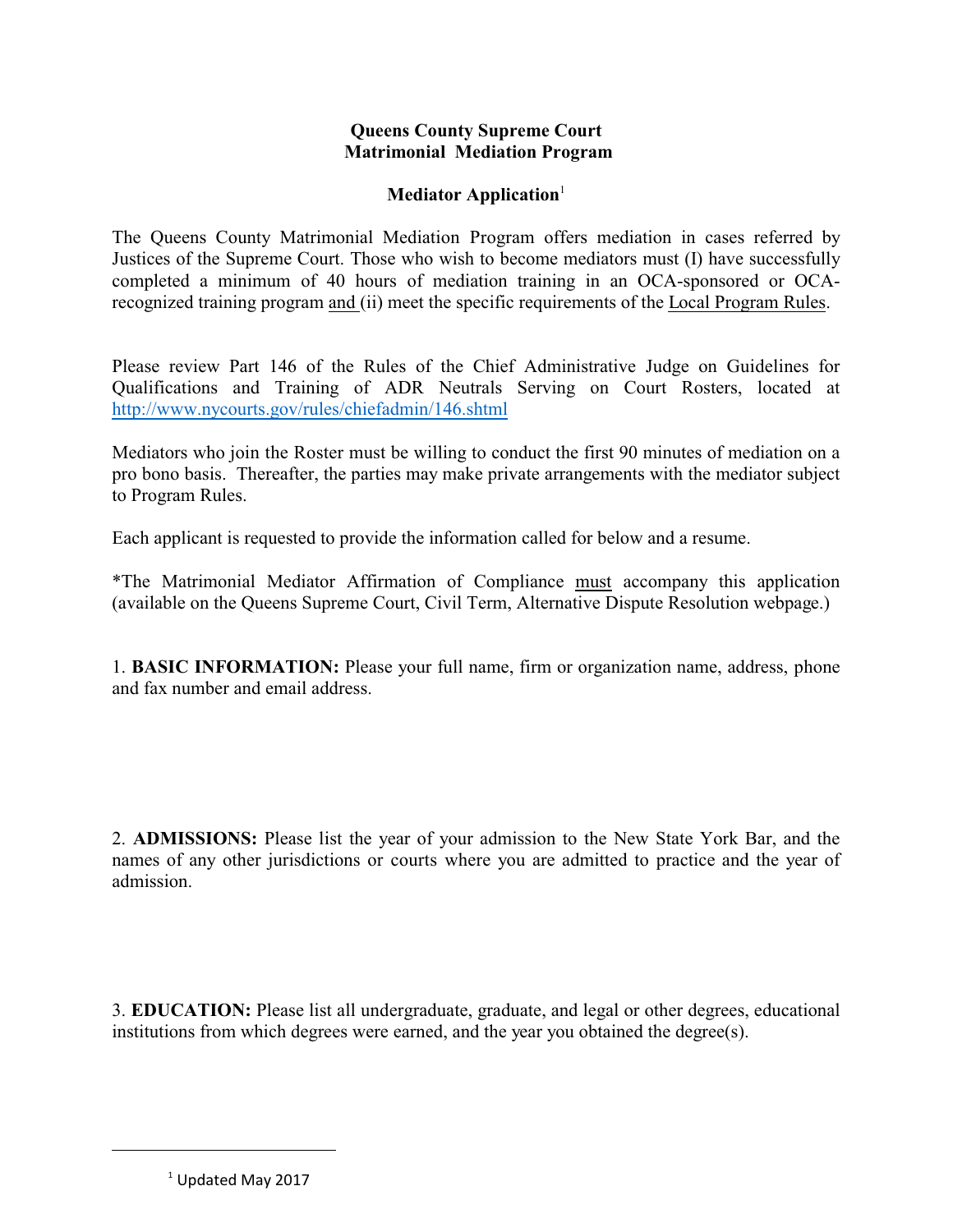**Queens County Supreme Court**
**Matrimonial Mediation Program**

**Mediator Application**[1]

The Queens County Matrimonial Mediation Program offers mediation in cases referred by Justices of the Supreme Court. Those who wish to become mediators must (I) have successfully completed a minimum of 40 hours of mediation training in an OCA-sponsored or OCA-recognized training program <u>and</u> (ii) meet the specific requirements of the <u>Local Program Rules</u>.

Please review Part 146 of the Rules of the Chief Administrative Judge on Guidelines for Qualifications and Training of ADR Neutrals Serving on Court Rosters, located at http://www.nycourts.gov/rules/chiefadmin/146.shtml

Mediators who join the Roster must be willing to conduct the first 90 minutes of mediation on a pro bono basis. Thereafter, the parties may make private arrangements with the mediator subject to Program Rules.

Each applicant is requested to provide the information called for below and a resume.

*The Matrimonial Mediator Affirmation of Compliance <u>must</u> accompany this application (available on the Queens Supreme Court, Civil Term, Alternative Dispute Resolution webpage.)

1. **BASIC INFORMATION:** Please your full name, firm or organization name, address, phone and fax number and email address.

2. **ADMISSIONS:** Please list the year of your admission to the New State York Bar, and the names of any other jurisdictions or courts where you are admitted to practice and the year of admission.

3. **EDUCATION:** Please list all undergraduate, graduate, and legal or other degrees, educational institutions from which degrees were earned, and the year you obtained the degree(s).

[1] Updated May 2017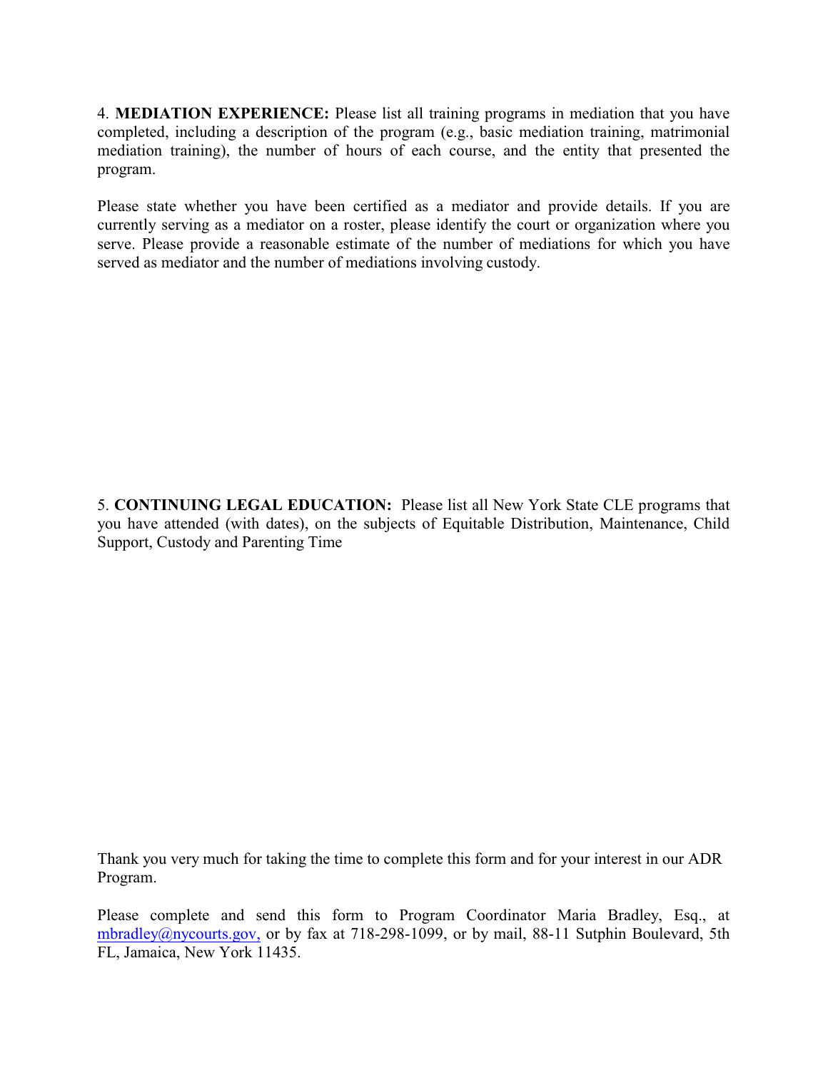4. **MEDIATION EXPERIENCE:** Please list all training programs in mediation that you have completed, including a description of the program (e.g., basic mediation training, matrimonial mediation training), the number of hours of each course, and the entity that presented the program.

Please state whether you have been certified as a mediator and provide details. If you are currently serving as a mediator on a roster, please identify the court or organization where you serve. Please provide a reasonable estimate of the number of mediations for which you have served as mediator and the number of mediations involving custody.

5. **CONTINUING LEGAL EDUCATION:** Please list all New York State CLE programs that you have attended (with dates), on the subjects of Equitable Distribution, Maintenance, Child Support, Custody and Parenting Time

Thank you very much for taking the time to complete this form and for your interest in our ADR Program.

Please complete and send this form to Program Coordinator Maria Bradley, Esq., at mbradley@nycourts.gov, or by fax at 718-298-1099, or by mail, 88-11 Sutphin Boulevard, 5th FL, Jamaica, New York 11435.